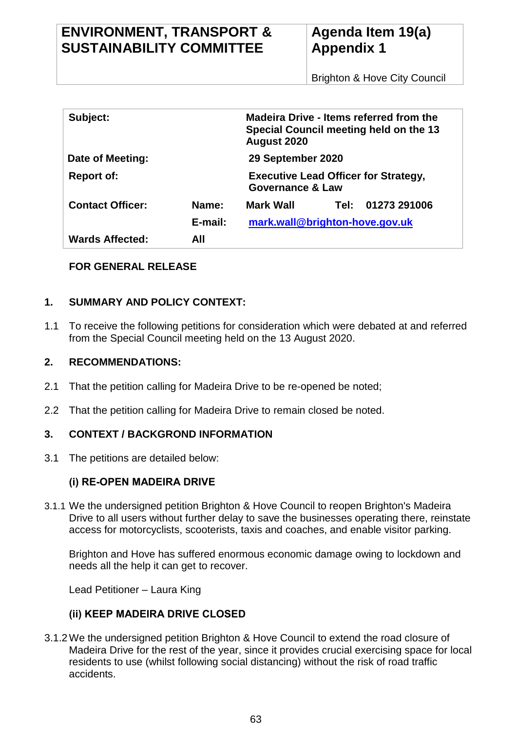| ENVIRONMENT, TRANSPORT & SUSTAINABILITY COMMITTEE | Agenda Item 19(a) Appendix 1 |
|---|---|
| | Brighton & Hove City Council |

| | | | |
|---|---|---|---|
| **Subject:** | | **Madeira Drive - Items referred from the Special Council meeting held on the 13 August 2020** | |
| **Date of Meeting:** | | **29 September 2020** | |
| **Report of:** | | **Executive Lead Officer for Strategy, Governance & Law** | |
| **Contact Officer:** | **Name:** | **Mark Wall** | **Tel: 01273 291006** |
| | **E-mail:** | **mark.wall@brighton-hove.gov.uk** | |
| **Wards Affected:** | **All** | | |

**FOR GENERAL RELEASE**

## 1. SUMMARY AND POLICY CONTEXT:

1.1 To receive the following petitions for consideration which were debated at and referred from the Special Council meeting held on the 13 August 2020.

## 2. RECOMMENDATIONS:

2.1 That the petition calling for Madeira Drive to be re-opened be noted;

2.2 That the petition calling for Madeira Drive to remain closed be noted.

## 3. CONTEXT / BACKGROND INFORMATION

3.1 The petitions are detailed below:

### (i) RE-OPEN MADEIRA DRIVE

3.1.1 We the undersigned petition Brighton & Hove Council to reopen Brighton's Madeira Drive to all users without further delay to save the businesses operating there, reinstate access for motorcyclists, scooterists, taxis and coaches, and enable visitor parking.

Brighton and Hove has suffered enormous economic damage owing to lockdown and needs all the help it can get to recover.

Lead Petitioner – Laura King

### (ii) KEEP MADEIRA DRIVE CLOSED

3.1.2 We the undersigned petition Brighton & Hove Council to extend the road closure of Madeira Drive for the rest of the year, since it provides crucial exercising space for local residents to use (whilst following social distancing) without the risk of road traffic accidents.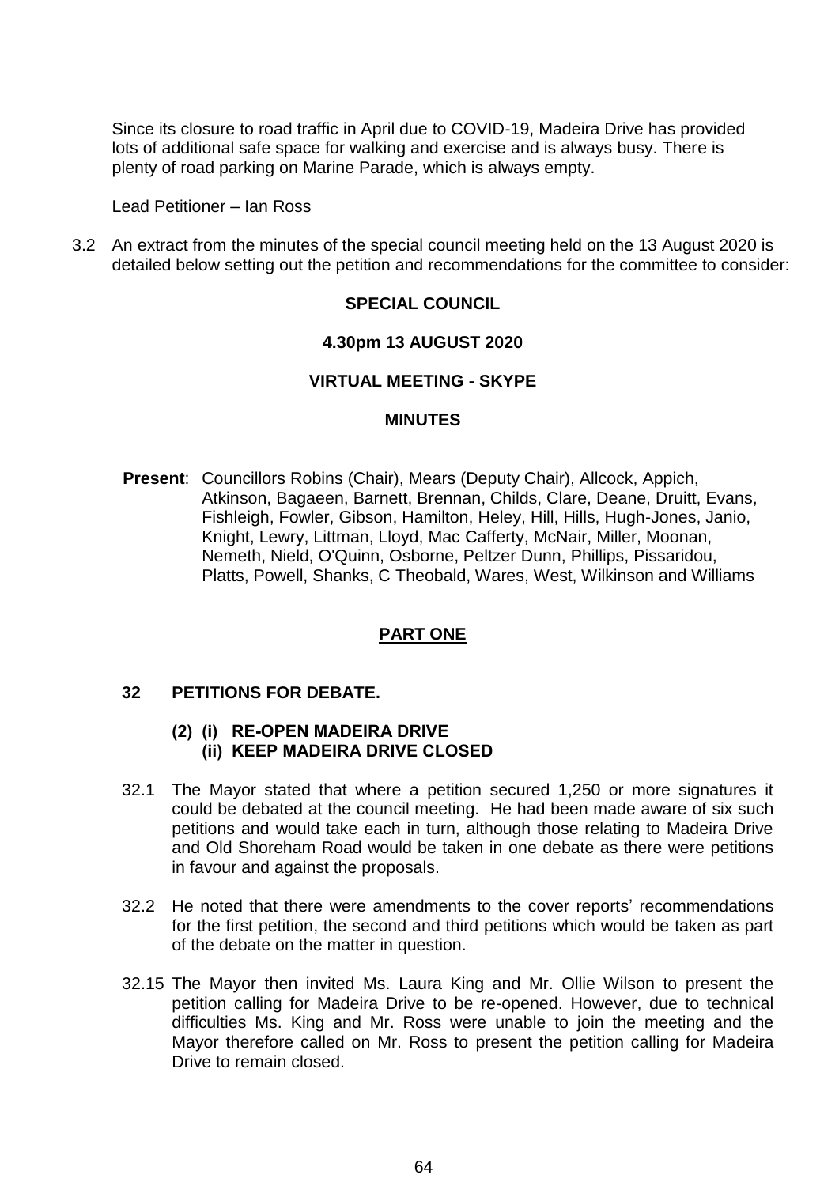Since its closure to road traffic in April due to COVID-19, Madeira Drive has provided lots of additional safe space for walking and exercise and is always busy. There is plenty of road parking on Marine Parade, which is always empty.

Lead Petitioner – Ian Ross

3.2 An extract from the minutes of the special council meeting held on the 13 August 2020 is detailed below setting out the petition and recommendations for the committee to consider:

**SPECIAL COUNCIL**

**4.30pm 13 AUGUST 2020**

**VIRTUAL MEETING - SKYPE**

**MINUTES**

**Present**: Councillors Robins (Chair), Mears (Deputy Chair), Allcock, Appich, Atkinson, Bagaeen, Barnett, Brennan, Childs, Clare, Deane, Druitt, Evans, Fishleigh, Fowler, Gibson, Hamilton, Heley, Hill, Hills, Hugh-Jones, Janio, Knight, Lewry, Littman, Lloyd, Mac Cafferty, McNair, Miller, Moonan, Nemeth, Nield, O'Quinn, Osborne, Peltzer Dunn, Phillips, Pissaridou, Platts, Powell, Shanks, C Theobald, Wares, West, Wilkinson and Williams

**PART ONE**

**32 PETITIONS FOR DEBATE.**

**(2) (i) RE-OPEN MADEIRA DRIVE**
**(ii) KEEP MADEIRA DRIVE CLOSED**

32.1 The Mayor stated that where a petition secured 1,250 or more signatures it could be debated at the council meeting. He had been made aware of six such petitions and would take each in turn, although those relating to Madeira Drive and Old Shoreham Road would be taken in one debate as there were petitions in favour and against the proposals.

32.2 He noted that there were amendments to the cover reports' recommendations for the first petition, the second and third petitions which would be taken as part of the debate on the matter in question.

32.15 The Mayor then invited Ms. Laura King and Mr. Ollie Wilson to present the petition calling for Madeira Drive to be re-opened. However, due to technical difficulties Ms. King and Mr. Ross were unable to join the meeting and the Mayor therefore called on Mr. Ross to present the petition calling for Madeira Drive to remain closed.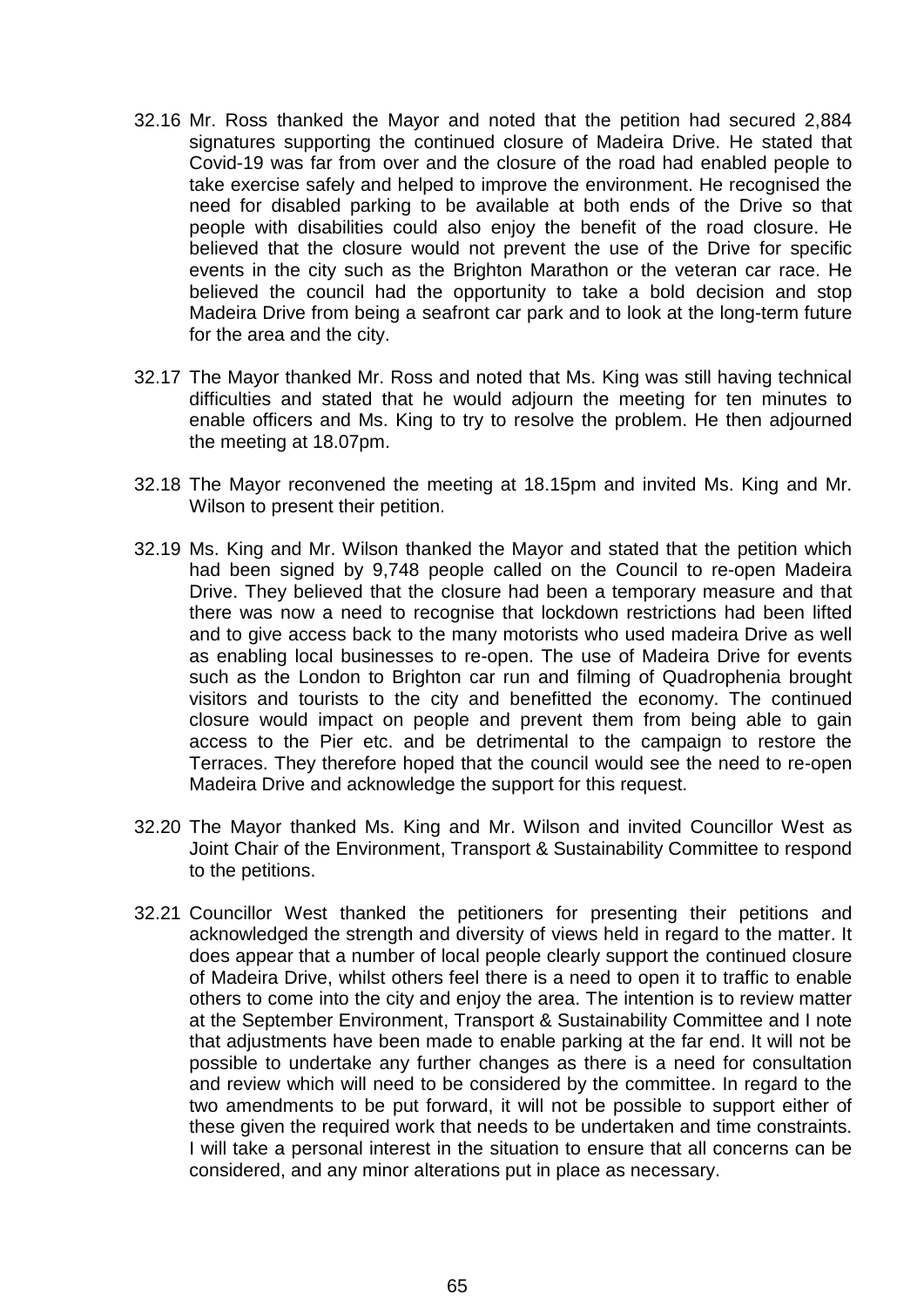32.16 Mr. Ross thanked the Mayor and noted that the petition had secured 2,884 signatures supporting the continued closure of Madeira Drive. He stated that Covid-19 was far from over and the closure of the road had enabled people to take exercise safely and helped to improve the environment. He recognised the need for disabled parking to be available at both ends of the Drive so that people with disabilities could also enjoy the benefit of the road closure. He believed that the closure would not prevent the use of the Drive for specific events in the city such as the Brighton Marathon or the veteran car race. He believed the council had the opportunity to take a bold decision and stop Madeira Drive from being a seafront car park and to look at the long-term future for the area and the city.

32.17 The Mayor thanked Mr. Ross and noted that Ms. King was still having technical difficulties and stated that he would adjourn the meeting for ten minutes to enable officers and Ms. King to try to resolve the problem. He then adjourned the meeting at 18.07pm.

32.18 The Mayor reconvened the meeting at 18.15pm and invited Ms. King and Mr. Wilson to present their petition.

32.19 Ms. King and Mr. Wilson thanked the Mayor and stated that the petition which had been signed by 9,748 people called on the Council to re-open Madeira Drive. They believed that the closure had been a temporary measure and that there was now a need to recognise that lockdown restrictions had been lifted and to give access back to the many motorists who used madeira Drive as well as enabling local businesses to re-open. The use of Madeira Drive for events such as the London to Brighton car run and filming of Quadrophenia brought visitors and tourists to the city and benefitted the economy. The continued closure would impact on people and prevent them from being able to gain access to the Pier etc. and be detrimental to the campaign to restore the Terraces. They therefore hoped that the council would see the need to re-open Madeira Drive and acknowledge the support for this request.

32.20 The Mayor thanked Ms. King and Mr. Wilson and invited Councillor West as Joint Chair of the Environment, Transport & Sustainability Committee to respond to the petitions.

32.21 Councillor West thanked the petitioners for presenting their petitions and acknowledged the strength and diversity of views held in regard to the matter. It does appear that a number of local people clearly support the continued closure of Madeira Drive, whilst others feel there is a need to open it to traffic to enable others to come into the city and enjoy the area. The intention is to review matter at the September Environment, Transport & Sustainability Committee and I note that adjustments have been made to enable parking at the far end. It will not be possible to undertake any further changes as there is a need for consultation and review which will need to be considered by the committee. In regard to the two amendments to be put forward, it will not be possible to support either of these given the required work that needs to be undertaken and time constraints. I will take a personal interest in the situation to ensure that all concerns can be considered, and any minor alterations put in place as necessary.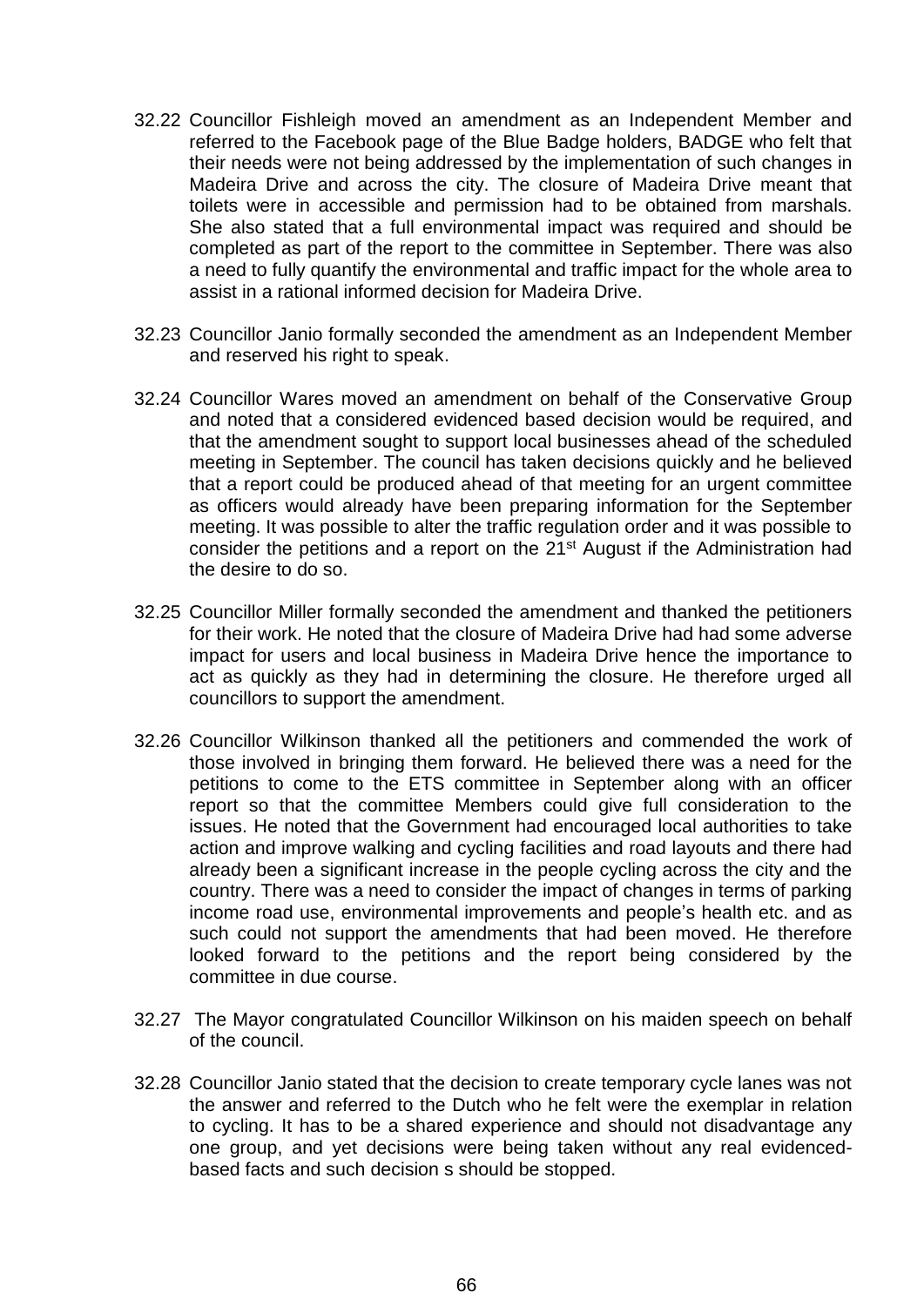32.22 Councillor Fishleigh moved an amendment as an Independent Member and referred to the Facebook page of the Blue Badge holders, BADGE who felt that their needs were not being addressed by the implementation of such changes in Madeira Drive and across the city. The closure of Madeira Drive meant that toilets were in accessible and permission had to be obtained from marshals. She also stated that a full environmental impact was required and should be completed as part of the report to the committee in September. There was also a need to fully quantify the environmental and traffic impact for the whole area to assist in a rational informed decision for Madeira Drive.

32.23 Councillor Janio formally seconded the amendment as an Independent Member and reserved his right to speak.

32.24 Councillor Wares moved an amendment on behalf of the Conservative Group and noted that a considered evidenced based decision would be required, and that the amendment sought to support local businesses ahead of the scheduled meeting in September. The council has taken decisions quickly and he believed that a report could be produced ahead of that meeting for an urgent committee as officers would already have been preparing information for the September meeting. It was possible to alter the traffic regulation order and it was possible to consider the petitions and a report on the 21st August if the Administration had the desire to do so.

32.25 Councillor Miller formally seconded the amendment and thanked the petitioners for their work. He noted that the closure of Madeira Drive had had some adverse impact for users and local business in Madeira Drive hence the importance to act as quickly as they had in determining the closure. He therefore urged all councillors to support the amendment.

32.26 Councillor Wilkinson thanked all the petitioners and commended the work of those involved in bringing them forward. He believed there was a need for the petitions to come to the ETS committee in September along with an officer report so that the committee Members could give full consideration to the issues. He noted that the Government had encouraged local authorities to take action and improve walking and cycling facilities and road layouts and there had already been a significant increase in the people cycling across the city and the country. There was a need to consider the impact of changes in terms of parking income road use, environmental improvements and people's health etc. and as such could not support the amendments that had been moved. He therefore looked forward to the petitions and the report being considered by the committee in due course.

32.27 The Mayor congratulated Councillor Wilkinson on his maiden speech on behalf of the council.

32.28 Councillor Janio stated that the decision to create temporary cycle lanes was not the answer and referred to the Dutch who he felt were the exemplar in relation to cycling. It has to be a shared experience and should not disadvantage any one group, and yet decisions were being taken without any real evidenced-based facts and such decision s should be stopped.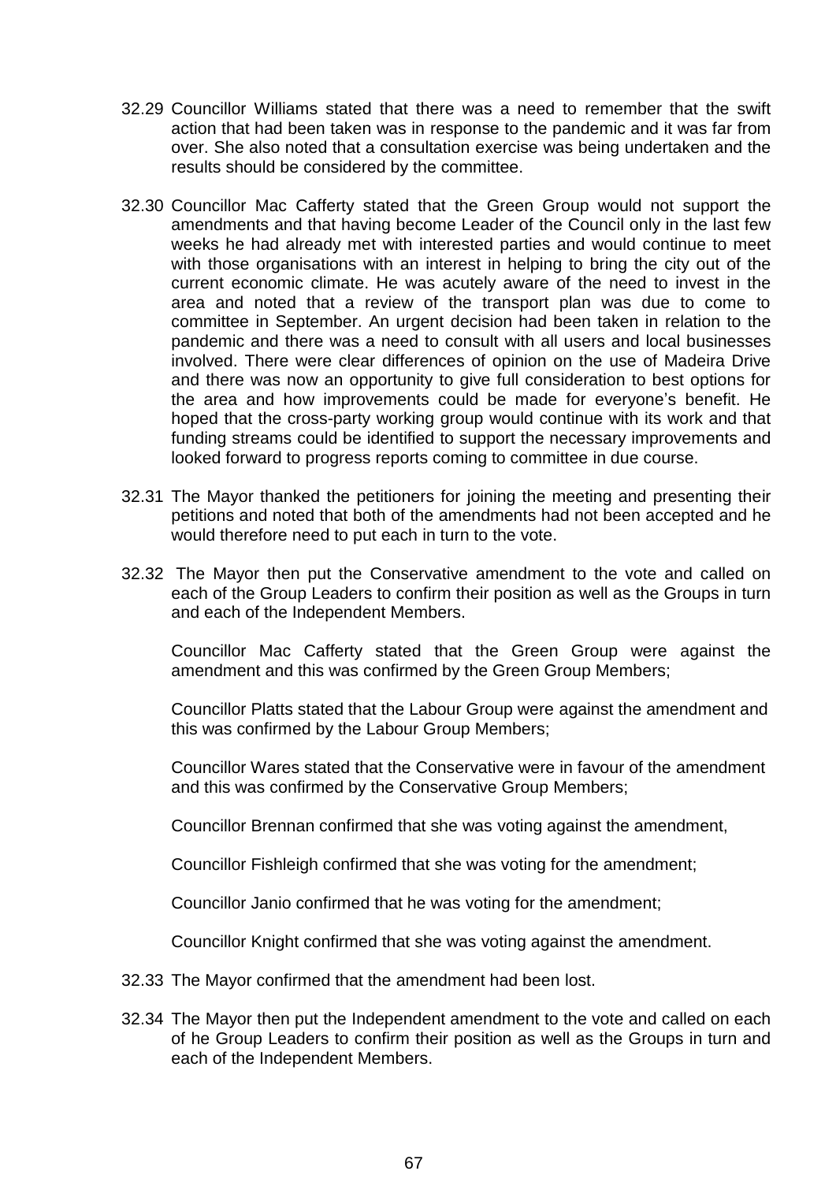32.29 Councillor Williams stated that there was a need to remember that the swift action that had been taken was in response to the pandemic and it was far from over. She also noted that a consultation exercise was being undertaken and the results should be considered by the committee.

32.30 Councillor Mac Cafferty stated that the Green Group would not support the amendments and that having become Leader of the Council only in the last few weeks he had already met with interested parties and would continue to meet with those organisations with an interest in helping to bring the city out of the current economic climate. He was acutely aware of the need to invest in the area and noted that a review of the transport plan was due to come to committee in September. An urgent decision had been taken in relation to the pandemic and there was a need to consult with all users and local businesses involved. There were clear differences of opinion on the use of Madeira Drive and there was now an opportunity to give full consideration to best options for the area and how improvements could be made for everyone's benefit. He hoped that the cross-party working group would continue with its work and that funding streams could be identified to support the necessary improvements and looked forward to progress reports coming to committee in due course.

32.31 The Mayor thanked the petitioners for joining the meeting and presenting their petitions and noted that both of the amendments had not been accepted and he would therefore need to put each in turn to the vote.

32.32 The Mayor then put the Conservative amendment to the vote and called on each of the Group Leaders to confirm their position as well as the Groups in turn and each of the Independent Members.

Councillor Mac Cafferty stated that the Green Group were against the amendment and this was confirmed by the Green Group Members;

Councillor Platts stated that the Labour Group were against the amendment and this was confirmed by the Labour Group Members;

Councillor Wares stated that the Conservative were in favour of the amendment and this was confirmed by the Conservative Group Members;

Councillor Brennan confirmed that she was voting against the amendment,

Councillor Fishleigh confirmed that she was voting for the amendment;

Councillor Janio confirmed that he was voting for the amendment;

Councillor Knight confirmed that she was voting against the amendment.

32.33 The Mayor confirmed that the amendment had been lost.

32.34 The Mayor then put the Independent amendment to the vote and called on each of he Group Leaders to confirm their position as well as the Groups in turn and each of the Independent Members.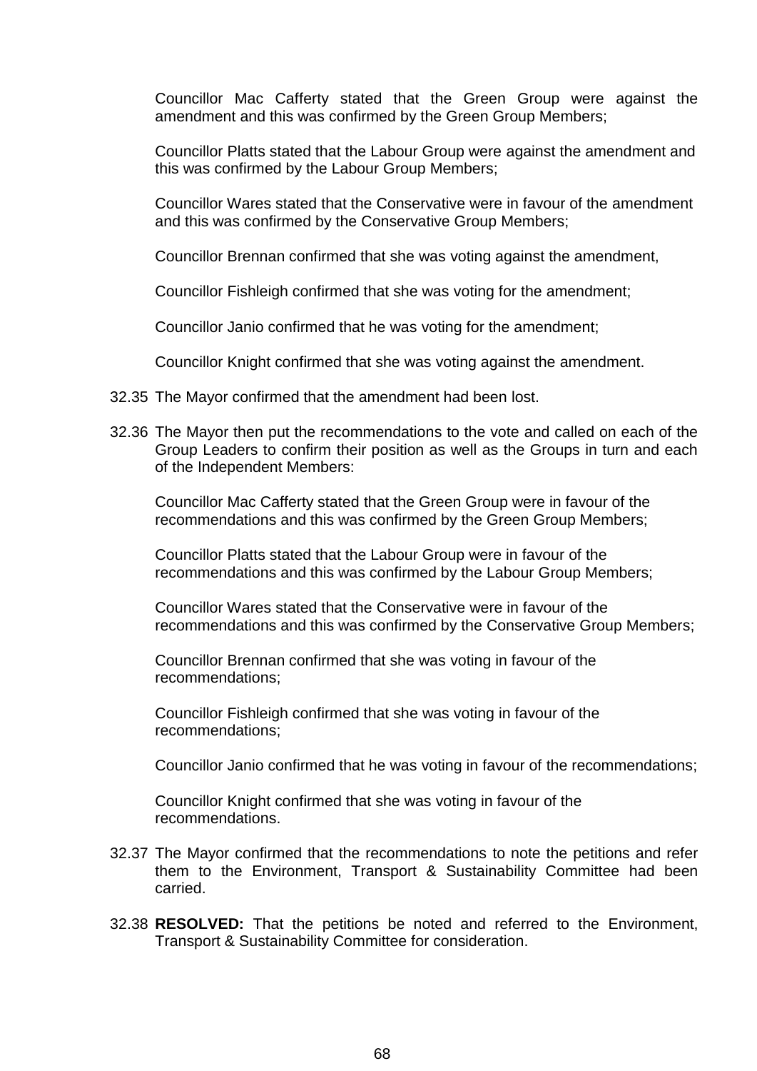Councillor Mac Cafferty stated that the Green Group were against the amendment and this was confirmed by the Green Group Members;

Councillor Platts stated that the Labour Group were against the amendment and this was confirmed by the Labour Group Members;

Councillor Wares stated that the Conservative were in favour of the amendment and this was confirmed by the Conservative Group Members;

Councillor Brennan confirmed that she was voting against the amendment,

Councillor Fishleigh confirmed that she was voting for the amendment;

Councillor Janio confirmed that he was voting for the amendment;

Councillor Knight confirmed that she was voting against the amendment.

32.35 The Mayor confirmed that the amendment had been lost.

32.36 The Mayor then put the recommendations to the vote and called on each of the Group Leaders to confirm their position as well as the Groups in turn and each of the Independent Members:

Councillor Mac Cafferty stated that the Green Group were in favour of the recommendations and this was confirmed by the Green Group Members;

Councillor Platts stated that the Labour Group were in favour of the recommendations and this was confirmed by the Labour Group Members;

Councillor Wares stated that the Conservative were in favour of the recommendations and this was confirmed by the Conservative Group Members;

Councillor Brennan confirmed that she was voting in favour of the recommendations;

Councillor Fishleigh confirmed that she was voting in favour of the recommendations;

Councillor Janio confirmed that he was voting in favour of the recommendations;

Councillor Knight confirmed that she was voting in favour of the recommendations.

32.37 The Mayor confirmed that the recommendations to note the petitions and refer them to the Environment, Transport & Sustainability Committee had been carried.

32.38 **RESOLVED:** That the petitions be noted and referred to the Environment, Transport & Sustainability Committee for consideration.